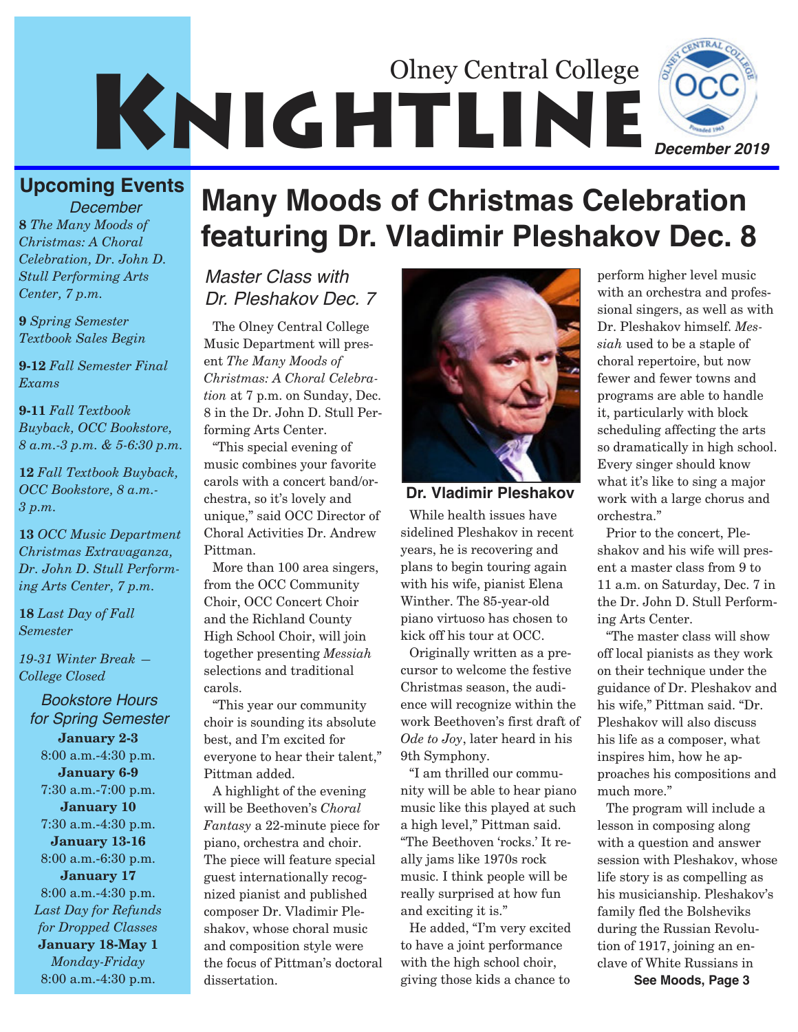# Olney Central College Knightline

**December 2019**

## Upcoming Events

*December*

**8** *The Many Moods of Christmas: A Choral Celebration, Dr. John D. Stull Performing Arts Center, 7 p.m.*

**9** *Spring Semester Textbook Sales Begin*

**9-12** *Fall Semester Final Exams*

**9-11** *Fall Textbook Buyback, OCC Bookstore, 8 a.m.-3 p.m. & 5-6:30 p.m.*

**12** *Fall Textbook Buyback, OCC Bookstore, 8 a.m.-3 p.m.*

**13** *OCC Music Department Christmas Extravaganza, Dr. John D. Stull Performing Arts Center, 7 p.m.*

**18** *Last Day of Fall Semester*

*19-31 Winter Break — College Closed*

*Bookstore Hours for Spring Semester*

**January 2-3**
8:00 a.m.-4:30 p.m.

**January 6-9**
7:30 a.m.-7:00 p.m.

**January 10**
7:30 a.m.-4:30 p.m.

**January 13-16**
8:00 a.m.-6:30 p.m.

**January 17**
8:00 a.m.-4:30 p.m.
*Last Day for Refunds for Dropped Classes*

**January 18-May 1**
*Monday-Friday*
8:00 a.m.-4:30 p.m.

# Many Moods of Christmas Celebration featuring Dr. Vladimir Pleshakov Dec. 8

### *Master Class with Dr. Pleshakov Dec. 7*

The Olney Central College Music Department will present *The Many Moods of Christmas: A Choral Celebration* at 7 p.m. on Sunday, Dec. 8 in the Dr. John D. Stull Performing Arts Center.

"This special evening of music combines your favorite carols with a concert band/orchestra, so it's lovely and unique," said OCC Director of Choral Activities Dr. Andrew Pittman.

More than 100 area singers, from the OCC Community Choir, OCC Concert Choir and the Richland County High School Choir, will join together presenting *Messiah* selections and traditional carols.

"This year our community choir is sounding its absolute best, and I'm excited for everyone to hear their talent," Pittman added.

A highlight of the evening will be Beethoven's *Choral Fantasy* a 22-minute piece for piano, orchestra and choir. The piece will feature special guest internationally recognized pianist and published composer Dr. Vladimir Pleshakov, whose choral music and composition style were the focus of Pittman's doctoral dissertation.

**Dr. Vladimir Pleshakov**

While health issues have sidelined Pleshakov in recent years, he is recovering and plans to begin touring again with his wife, pianist Elena Winther. The 85-year-old piano virtuoso has chosen to kick off his tour at OCC.

Originally written as a precursor to welcome the festive Christmas season, the audience will recognize within the work Beethoven's first draft of *Ode to Joy*, later heard in his 9th Symphony.

"I am thrilled our community will be able to hear piano music like this played at such a high level," Pittman said. "The Beethoven 'rocks.' It really jams like 1970s rock music. I think people will be really surprised at how fun and exciting it is."

He added, "I'm very excited to have a joint performance with the high school choir, giving those kids a chance to perform higher level music with an orchestra and professional singers, as well as with Dr. Pleshakov himself. *Messiah* used to be a staple of choral repertoire, but now fewer and fewer towns and programs are able to handle it, particularly with block scheduling affecting the arts so dramatically in high school. Every singer should know what it's like to sing a major work with a large chorus and orchestra."

Prior to the concert, Pleshakov and his wife will present a master class from 9 to 11 a.m. on Saturday, Dec. 7 in the Dr. John D. Stull Performing Arts Center.

"The master class will show off local pianists as they work on their technique under the guidance of Dr. Pleshakov and his wife," Pittman said. "Dr. Pleshakov will also discuss his life as a composer, what inspires him, how he approaches his compositions and much more."

The program will include a lesson in composing along with a question and answer session with Pleshakov, whose life story is as compelling as his musicianship. Pleshakov's family fled the Bolsheviks during the Russian Revolution of 1917, joining an enclave of White Russians in

**See Moods, Page 3**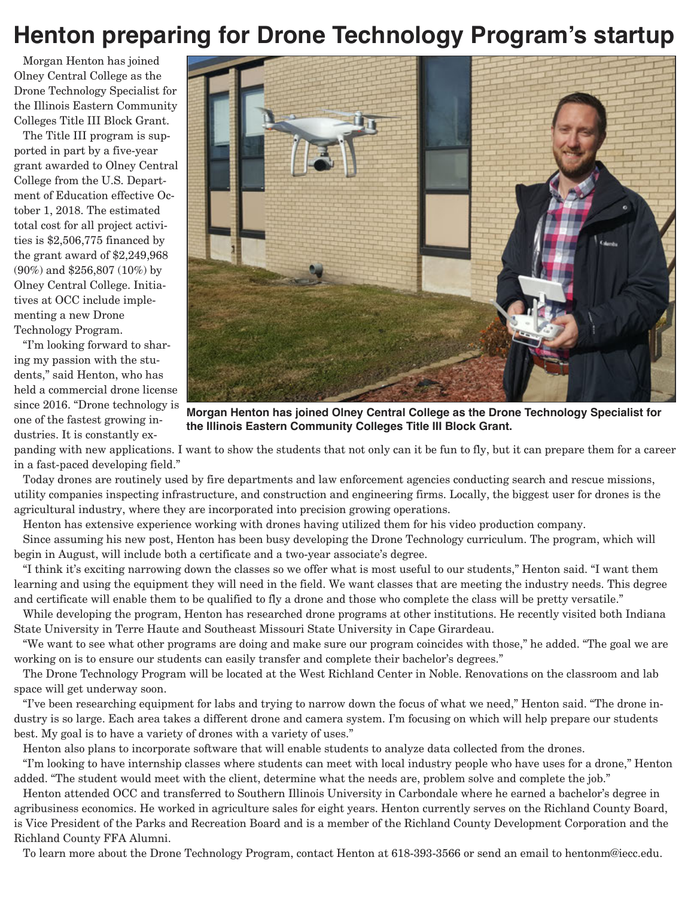# Henton preparing for Drone Technology Program's startup

Morgan Henton has joined Olney Central College as the Drone Technology Specialist for the Illinois Eastern Community Colleges Title III Block Grant.

The Title III program is supported in part by a five-year grant awarded to Olney Central College from the U.S. Department of Education effective October 1, 2018. The estimated total cost for all project activities is $2,506,775 financed by the grant award of $2,249,968 (90%) and $256,807 (10%) by Olney Central College. Initiatives at OCC include implementing a new Drone Technology Program.

"I'm looking forward to sharing my passion with the students," said Henton, who has held a commercial drone license since 2016. "Drone technology is one of the fastest growing industries. It is constantly expanding with new applications. I want to show the students that not only can it be fun to fly, but it can prepare them for a career in a fast-paced developing field."

**Morgan Henton has joined Olney Central College as the Drone Technology Specialist for the Illinois Eastern Community Colleges Title III Block Grant.**

Today drones are routinely used by fire departments and law enforcement agencies conducting search and rescue missions, utility companies inspecting infrastructure, and construction and engineering firms. Locally, the biggest user for drones is the agricultural industry, where they are incorporated into precision growing operations.

Henton has extensive experience working with drones having utilized them for his video production company.

Since assuming his new post, Henton has been busy developing the Drone Technology curriculum. The program, which will begin in August, will include both a certificate and a two-year associate's degree.

"I think it's exciting narrowing down the classes so we offer what is most useful to our students," Henton said. "I want them learning and using the equipment they will need in the field. We want classes that are meeting the industry needs. This degree and certificate will enable them to be qualified to fly a drone and those who complete the class will be pretty versatile."

While developing the program, Henton has researched drone programs at other institutions. He recently visited both Indiana State University in Terre Haute and Southeast Missouri State University in Cape Girardeau.

"We want to see what other programs are doing and make sure our program coincides with those," he added. "The goal we are working on is to ensure our students can easily transfer and complete their bachelor's degrees."

The Drone Technology Program will be located at the West Richland Center in Noble. Renovations on the classroom and lab space will get underway soon.

"I've been researching equipment for labs and trying to narrow down the focus of what we need," Henton said. "The drone industry is so large. Each area takes a different drone and camera system. I'm focusing on which will help prepare our students best. My goal is to have a variety of drones with a variety of uses."

Henton also plans to incorporate software that will enable students to analyze data collected from the drones.

"I'm looking to have internship classes where students can meet with local industry people who have uses for a drone," Henton added. "The student would meet with the client, determine what the needs are, problem solve and complete the job."

Henton attended OCC and transferred to Southern Illinois University in Carbondale where he earned a bachelor's degree in agribusiness economics. He worked in agriculture sales for eight years. Henton currently serves on the Richland County Board, is Vice President of the Parks and Recreation Board and is a member of the Richland County Development Corporation and the Richland County FFA Alumni.

To learn more about the Drone Technology Program, contact Henton at 618-393-3566 or send an email to hentonm@iecc.edu.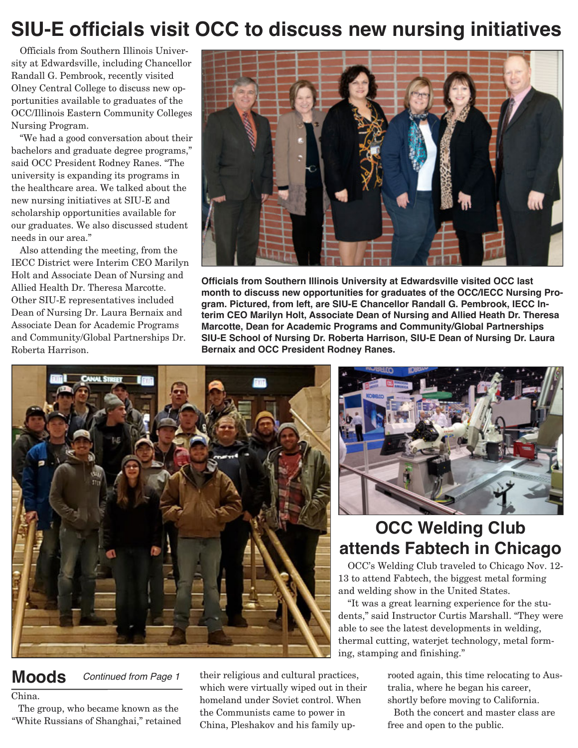# SIU-E officials visit OCC to discuss new nursing initiatives

Officials from Southern Illinois University at Edwardsville, including Chancellor Randall G. Pembrook, recently visited Olney Central College to discuss new opportunities available to graduates of the OCC/Illinois Eastern Community Colleges Nursing Program.

"We had a good conversation about their bachelors and graduate degree programs," said OCC President Rodney Ranes. "The university is expanding its programs in the healthcare area. We talked about the new nursing initiatives at SIU-E and scholarship opportunities available for our graduates. We also discussed student needs in our area."

Also attending the meeting, from the IECC District were Interim CEO Marilyn Holt and Associate Dean of Nursing and Allied Health Dr. Theresa Marcotte. Other SIU-E representatives included Dean of Nursing Dr. Laura Bernaix and Associate Dean for Academic Programs and Community/Global Partnerships Dr. Roberta Harrison.

**Officials from Southern Illinois University at Edwardsville visited OCC last month to discuss new opportunities for graduates of the OCC/IECC Nursing Program. Pictured, from left, are SIU-E Chancellor Randall G. Pembrook, IECC Interim CEO Marilyn Holt, Associate Dean of Nursing and Allied Heath Dr. Theresa Marcotte, Dean for Academic Programs and Community/Global Partnerships SIU-E School of Nursing Dr. Roberta Harrison, SIU-E Dean of Nursing Dr. Laura Bernaix and OCC President Rodney Ranes.**

## OCC Welding Club attends Fabtech in Chicago

OCC's Welding Club traveled to Chicago Nov. 12-13 to attend Fabtech, the biggest metal forming and welding show in the United States.

"It was a great learning experience for the students," said Instructor Curtis Marshall. "They were able to see the latest developments in welding, thermal cutting, waterjet technology, metal forming, stamping and finishing."

## Moods

*Continued from Page 1*

China.

The group, who became known as the "White Russians of Shanghai," retained their religious and cultural practices, which were virtually wiped out in their homeland under Soviet control. When the Communists came to power in China, Pleshakov and his family uprooted again, this time relocating to Australia, where he began his career, shortly before moving to California.

Both the concert and master class are free and open to the public.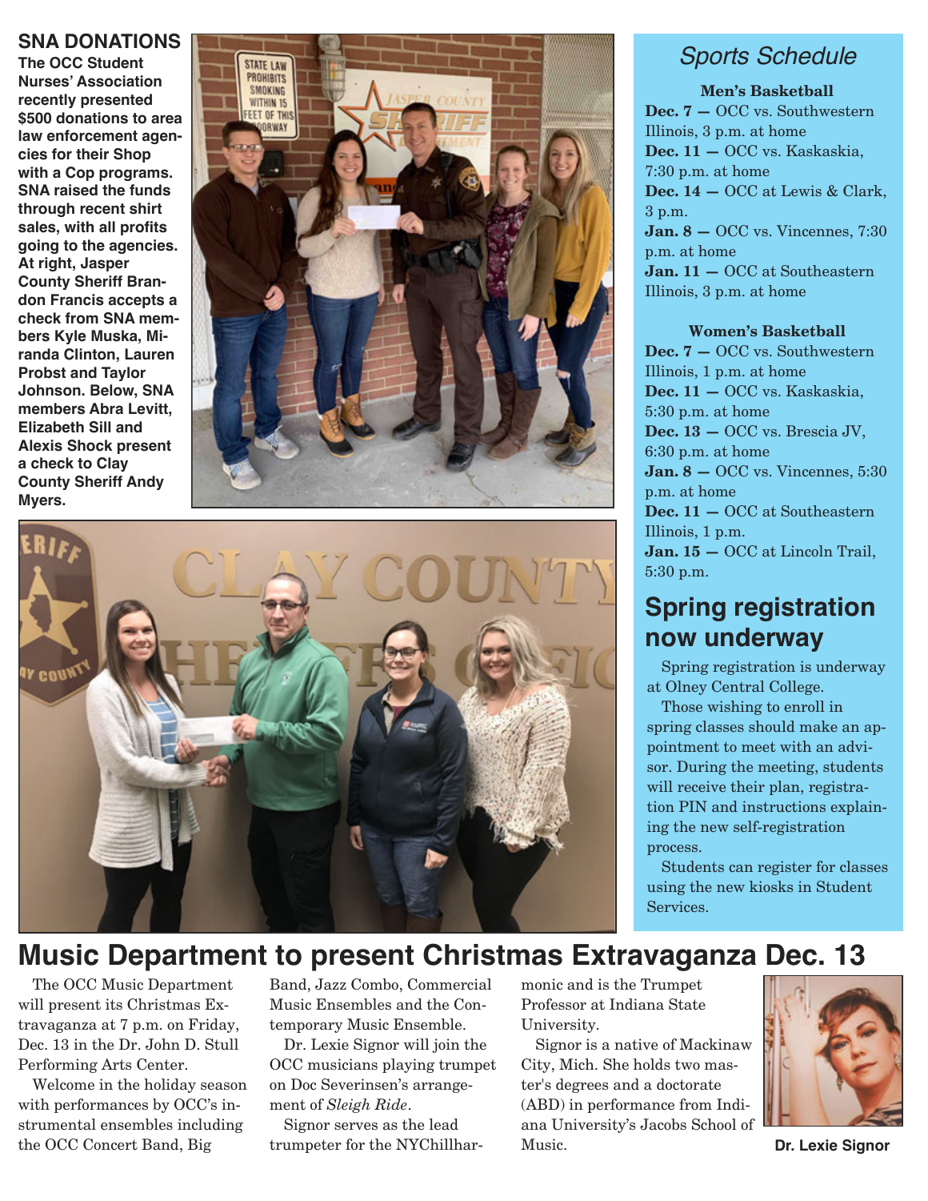## SNA DONATIONS

**The OCC Student Nurses' Association recently presented $500 donations to area law enforcement agencies for their Shop with a Cop programs. SNA raised the funds through recent shirt sales, with all profits going to the agencies. At right, Jasper County Sheriff Brandon Francis accepts a check from SNA members Kyle Muska, Miranda Clinton, Lauren Probst and Taylor Johnson. Below, SNA members Abra Levitt, Elizabeth Sill and Alexis Shock present a check to Clay County Sheriff Andy Myers.**

## *Sports Schedule*

**Men's Basketball**

**Dec. 7 —** OCC vs. Southwestern Illinois, 3 p.m. at home
**Dec. 11 —** OCC vs. Kaskaskia, 7:30 p.m. at home
**Dec. 14 —** OCC at Lewis & Clark, 3 p.m.
**Jan. 8 —** OCC vs. Vincennes, 7:30 p.m. at home
**Jan. 11 —** OCC at Southeastern Illinois, 3 p.m. at home

**Women's Basketball**

**Dec. 7 —** OCC vs. Southwestern Illinois, 1 p.m. at home
**Dec. 11 —** OCC vs. Kaskaskia, 5:30 p.m. at home
**Dec. 13 —** OCC vs. Brescia JV, 6:30 p.m. at home
**Jan. 8 —** OCC vs. Vincennes, 5:30 p.m. at home
**Dec. 11 —** OCC at Southeastern Illinois, 1 p.m.
**Jan. 15 —** OCC at Lincoln Trail, 5:30 p.m.

## Spring registration now underway

Spring registration is underway at Olney Central College.

Those wishing to enroll in spring classes should make an appointment to meet with an advisor. During the meeting, students will receive their plan, registration PIN and instructions explaining the new self-registration process.

Students can register for classes using the new kiosks in Student Services.

# Music Department to present Christmas Extravaganza Dec. 13

The OCC Music Department will present its Christmas Extravaganza at 7 p.m. on Friday, Dec. 13 in the Dr. John D. Stull Performing Arts Center.

Welcome in the holiday season with performances by OCC's instrumental ensembles including the OCC Concert Band, Big Band, Jazz Combo, Commercial Music Ensembles and the Contemporary Music Ensemble.

Dr. Lexie Signor will join the OCC musicians playing trumpet on Doc Severinsen's arrangement of *Sleigh Ride*.

Signor serves as the lead trumpeter for the NYChillharmonic and is the Trumpet Professor at Indiana State University.

Signor is a native of Mackinaw City, Mich. She holds two master's degrees and a doctorate (ABD) in performance from Indiana University's Jacobs School of Music.

**Dr. Lexie Signor**